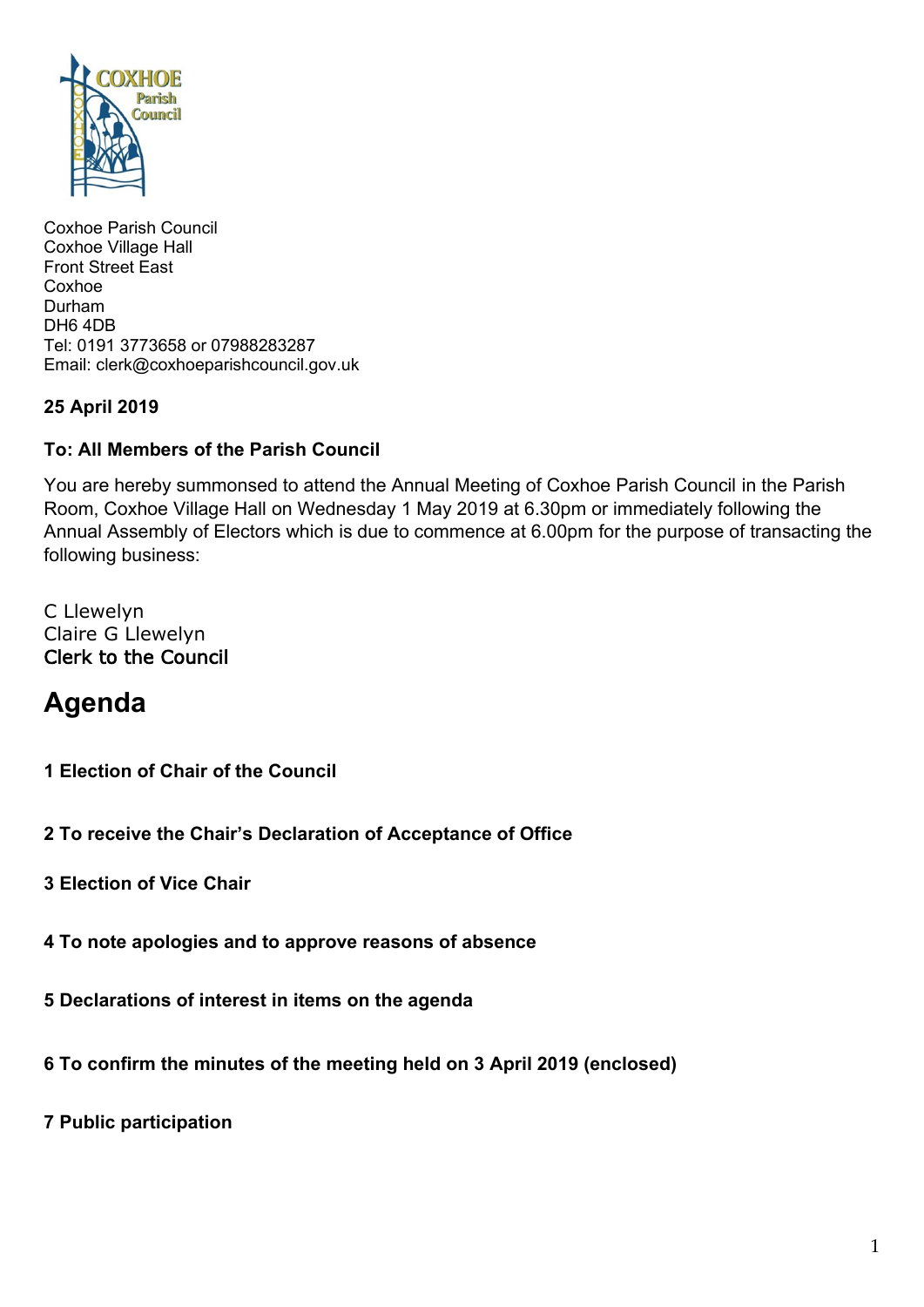Coxhoe Parish Council
Coxhoe Village Hall
Front Street East
Coxhoe
Durham
DH6 4DB
Tel: 0191 3773658 or 07988283287
Email: clerk@coxhoeparishcouncil.gov.uk

**25 April 2019**

**To: All Members of the Parish Council**

You are hereby summonsed to attend the Annual Meeting of Coxhoe Parish Council in the Parish Room, Coxhoe Village Hall on Wednesday 1 May 2019 at 6.30pm or immediately following the Annual Assembly of Electors which is due to commence at 6.00pm for the purpose of transacting the following business:

C Llewelyn
Claire G Llewelyn
Clerk to the Council

# Agenda

**1 Election of Chair of the Council**

**2 To receive the Chair's Declaration of Acceptance of Office**

**3 Election of Vice Chair**

**4 To note apologies and to approve reasons of absence**

**5 Declarations of interest in items on the agenda**

**6 To confirm the minutes of the meeting held on 3 April 2019 (enclosed)**

**7 Public participation**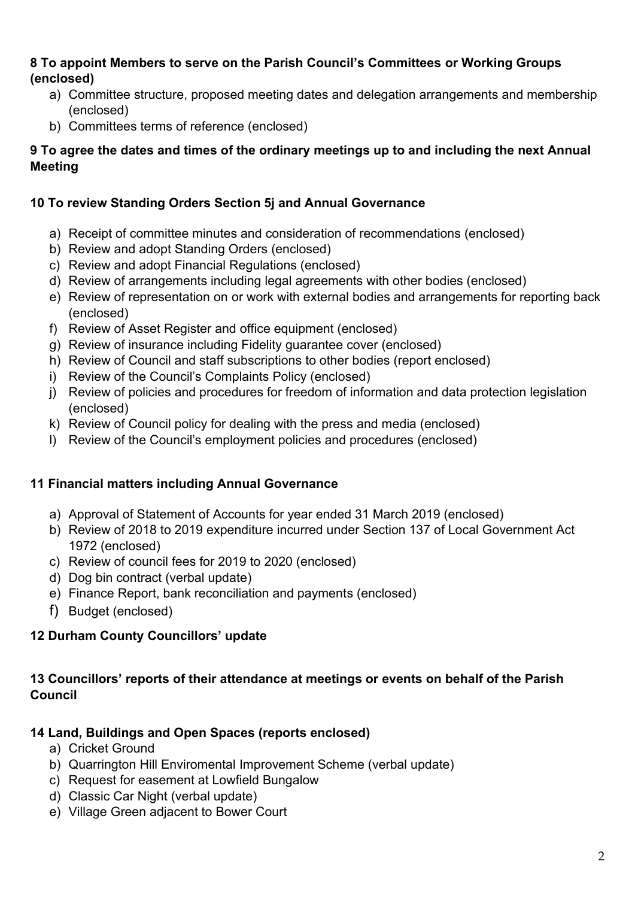**8 To appoint Members to serve on the Parish Council's Committees or Working Groups (enclosed)**

a) Committee structure, proposed meeting dates and delegation arrangements and membership (enclosed)
b) Committees terms of reference (enclosed)

**9 To agree the dates and times of the ordinary meetings up to and including the next Annual Meeting**

**10 To review Standing Orders Section 5j and Annual Governance**

a) Receipt of committee minutes and consideration of recommendations (enclosed)
b) Review and adopt Standing Orders (enclosed)
c) Review and adopt Financial Regulations (enclosed)
d) Review of arrangements including legal agreements with other bodies (enclosed)
e) Review of representation on or work with external bodies and arrangements for reporting back (enclosed)
f) Review of Asset Register and office equipment (enclosed)
g) Review of insurance including Fidelity guarantee cover (enclosed)
h) Review of Council and staff subscriptions to other bodies (report enclosed)
i) Review of the Council's Complaints Policy (enclosed)
j) Review of policies and procedures for freedom of information and data protection legislation (enclosed)
k) Review of Council policy for dealing with the press and media (enclosed)
l) Review of the Council's employment policies and procedures (enclosed)

**11 Financial matters including Annual Governance**

a) Approval of Statement of Accounts for year ended 31 March 2019 (enclosed)
b) Review of 2018 to 2019 expenditure incurred under Section 137 of Local Government Act 1972 (enclosed)
c) Review of council fees for 2019 to 2020 (enclosed)
d) Dog bin contract (verbal update)
e) Finance Report, bank reconciliation and payments (enclosed)
f) Budget (enclosed)

**12 Durham County Councillors' update**

**13 Councillors' reports of their attendance at meetings or events on behalf of the Parish Council**

**14 Land, Buildings and Open Spaces (reports enclosed)**

a) Cricket Ground
b) Quarrington Hill Enviromental Improvement Scheme (verbal update)
c) Request for easement at Lowfield Bungalow
d) Classic Car Night (verbal update)
e) Village Green adjacent to Bower Court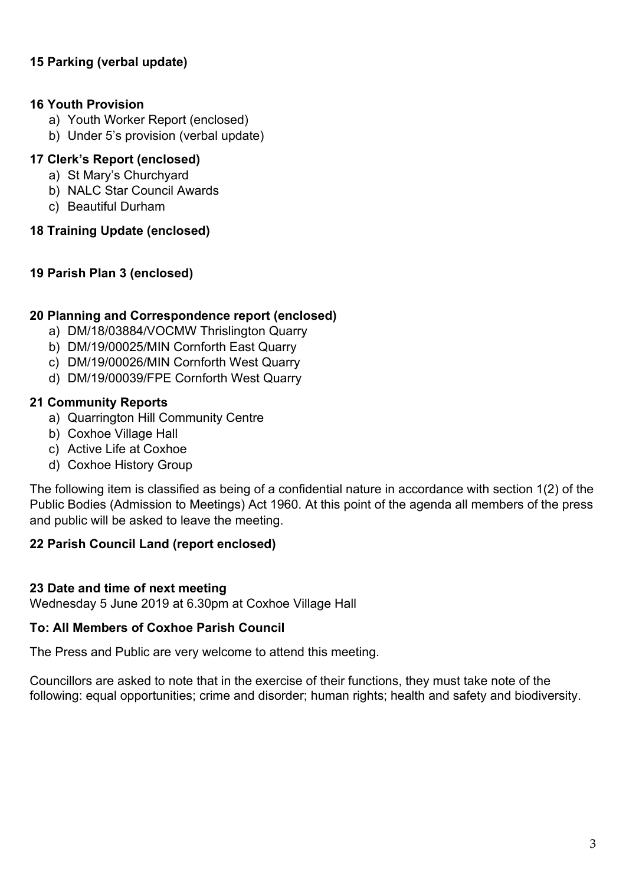**15 Parking (verbal update)**

**16 Youth Provision**

a) Youth Worker Report (enclosed)
b) Under 5's provision (verbal update)

**17 Clerk's Report (enclosed)**

a) St Mary's Churchyard
b) NALC Star Council Awards
c) Beautiful Durham

**18 Training Update (enclosed)**

**19 Parish Plan 3 (enclosed)**

**20 Planning and Correspondence report (enclosed)**

a) DM/18/03884/VOCMW Thrislington Quarry
b) DM/19/00025/MIN Cornforth East Quarry
c) DM/19/00026/MIN Cornforth West Quarry
d) DM/19/00039/FPE Cornforth West Quarry

**21 Community Reports**

a) Quarrington Hill Community Centre
b) Coxhoe Village Hall
c) Active Life at Coxhoe
d) Coxhoe History Group

The following item is classified as being of a confidential nature in accordance with section 1(2) of the Public Bodies (Admission to Meetings) Act 1960. At this point of the agenda all members of the press and public will be asked to leave the meeting.

**22 Parish Council Land (report enclosed)**

**23 Date and time of next meeting**

Wednesday 5 June 2019 at 6.30pm at Coxhoe Village Hall

**To: All Members of Coxhoe Parish Council**

The Press and Public are very welcome to attend this meeting.

Councillors are asked to note that in the exercise of their functions, they must take note of the following: equal opportunities; crime and disorder; human rights; health and safety and biodiversity.